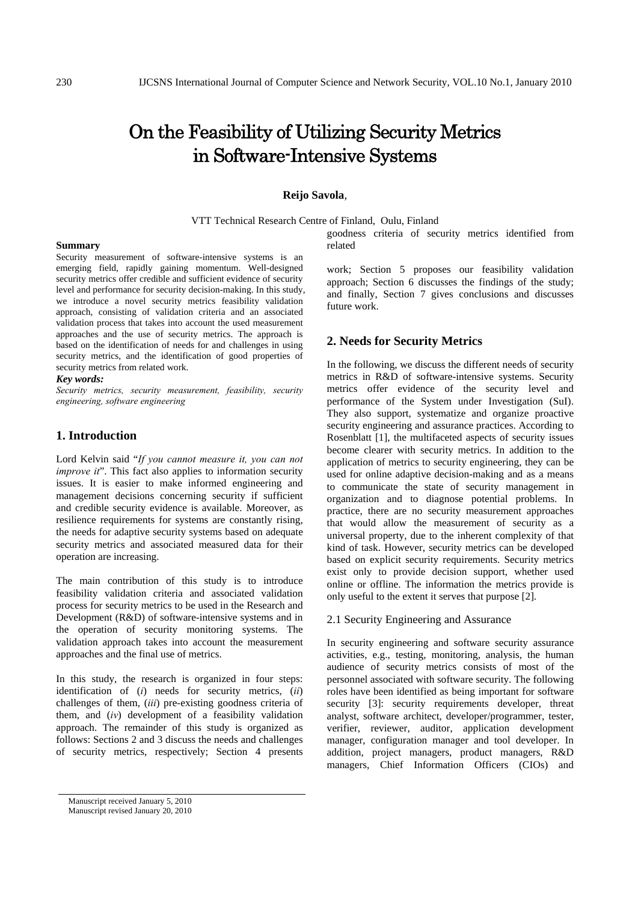# On the Feasibility of Utilizing Security Metrics in Software-Intensive Systems

**Reijo Savola**,

VTT Technical Research Centre of Finland, Oulu, Finland

**Summary**

Security measurement of software-intensive systems is an emerging field, rapidly gaining momentum. Well-designed security metrics offer credible and sufficient evidence of security level and performance for security decision-making. In this study, we introduce a novel security metrics feasibility validation approach, consisting of validation criteria and an associated validation process that takes into account the used measurement approaches and the use of security metrics. The approach is based on the identification of needs for and challenges in using security metrics, and the identification of good properties of security metrics from related work.

***Key words:***

*Security metrics, security measurement, feasibility, security engineering, software engineering*

## 1. Introduction

Lord Kelvin said "*If you cannot measure it, you can not improve it*". This fact also applies to information security issues. It is easier to make informed engineering and management decisions concerning security if sufficient and credible security evidence is available. Moreover, as resilience requirements for systems are constantly rising, the needs for adaptive security systems based on adequate security metrics and associated measured data for their operation are increasing.

The main contribution of this study is to introduce feasibility validation criteria and associated validation process for security metrics to be used in the Research and Development (R&D) of software-intensive systems and in the operation of security monitoring systems. The validation approach takes into account the measurement approaches and the final use of metrics.

In this study, the research is organized in four steps: identification of (*i*) needs for security metrics, (*ii*) challenges of them, (*iii*) pre-existing goodness criteria of them, and (*iv*) development of a feasibility validation approach. The remainder of this study is organized as follows: Sections 2 and 3 discuss the needs and challenges of security metrics, respectively; Section 4 presents goodness criteria of security metrics identified from related work; Section 5 proposes our feasibility validation approach; Section 6 discusses the findings of the study; and finally, Section 7 gives conclusions and discusses future work.

## 2. Needs for Security Metrics

In the following, we discuss the different needs of security metrics in R&D of software-intensive systems. Security metrics offer evidence of the security level and performance of the System under Investigation (SuI). They also support, systematize and organize proactive security engineering and assurance practices. According to Rosenblatt [1], the multifaceted aspects of security issues become clearer with security metrics. In addition to the application of metrics to security engineering, they can be used for online adaptive decision-making and as a means to communicate the state of security management in organization and to diagnose potential problems. In practice, there are no security measurement approaches that would allow the measurement of security as a universal property, due to the inherent complexity of that kind of task. However, security metrics can be developed based on explicit security requirements. Security metrics exist only to provide decision support, whether used online or offline. The information the metrics provide is only useful to the extent it serves that purpose [2].

### 2.1 Security Engineering and Assurance

In security engineering and software security assurance activities, e.g., testing, monitoring, analysis, the human audience of security metrics consists of most of the personnel associated with software security. The following roles have been identified as being important for software security [3]: security requirements developer, threat analyst, software architect, developer/programmer, tester, verifier, reviewer, auditor, application development manager, configuration manager and tool developer. In addition, project managers, product managers, R&D managers, Chief Information Officers (CIOs) and

Manuscript received January 5, 2010
Manuscript revised January 20, 2010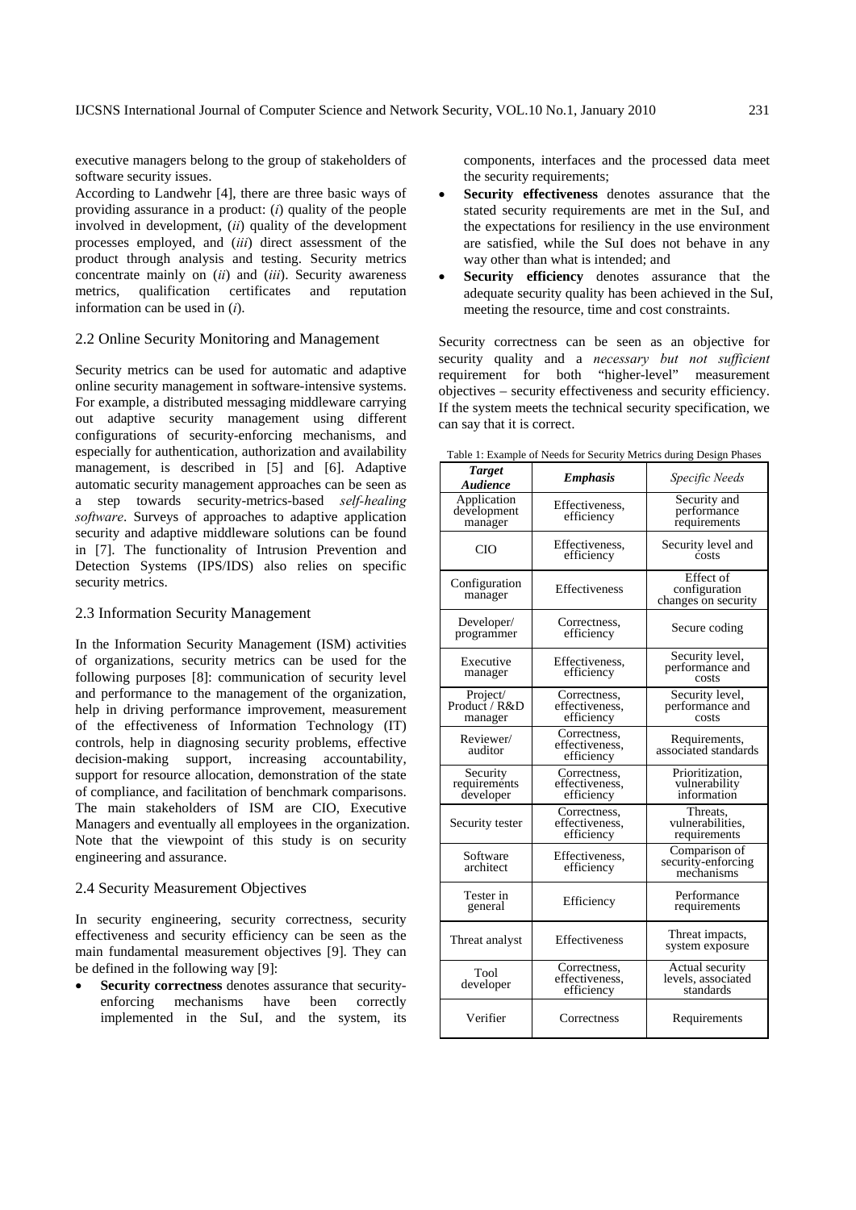executive managers belong to the group of stakeholders of software security issues.

According to Landwehr [4], there are three basic ways of providing assurance in a product: (*i*) quality of the people involved in development, (*ii*) quality of the development processes employed, and (*iii*) direct assessment of the product through analysis and testing. Security metrics concentrate mainly on (*ii*) and (*iii*). Security awareness metrics, qualification certificates and reputation information can be used in (*i*).

### 2.2 Online Security Monitoring and Management

Security metrics can be used for automatic and adaptive online security management in software-intensive systems. For example, a distributed messaging middleware carrying out adaptive security management using different configurations of security-enforcing mechanisms, and especially for authentication, authorization and availability management, is described in [5] and [6]. Adaptive automatic security management approaches can be seen as a step towards security-metrics-based *self-healing software*. Surveys of approaches to adaptive application security and adaptive middleware solutions can be found in [7]. The functionality of Intrusion Prevention and Detection Systems (IPS/IDS) also relies on specific security metrics.

### 2.3 Information Security Management

In the Information Security Management (ISM) activities of organizations, security metrics can be used for the following purposes [8]: communication of security level and performance to the management of the organization, help in driving performance improvement, measurement of the effectiveness of Information Technology (IT) controls, help in diagnosing security problems, effective decision-making support, increasing accountability, support for resource allocation, demonstration of the state of compliance, and facilitation of benchmark comparisons. The main stakeholders of ISM are CIO, Executive Managers and eventually all employees in the organization. Note that the viewpoint of this study is on security engineering and assurance.

### 2.4 Security Measurement Objectives

In security engineering, security correctness, security effectiveness and security efficiency can be seen as the main fundamental measurement objectives [9]. They can be defined in the following way [9]:

- **Security correctness** denotes assurance that security-enforcing mechanisms have been correctly implemented in the SuI, and the system, its components, interfaces and the processed data meet the security requirements;
- **Security effectiveness** denotes assurance that the stated security requirements are met in the SuI, and the expectations for resiliency in the use environment are satisfied, while the SuI does not behave in any way other than what is intended; and
- **Security efficiency** denotes assurance that the adequate security quality has been achieved in the SuI, meeting the resource, time and cost constraints.

Security correctness can be seen as an objective for security quality and a *necessary but not sufficient* requirement for both "higher-level" measurement objectives – security effectiveness and security efficiency. If the system meets the technical security specification, we can say that it is correct.

Table 1: Example of Needs for Security Metrics during Design Phases

| ***Target Audience*** | ***Emphasis*** | *Specific Needs* |
|---|---|---|
| Application development manager | Effectiveness, efficiency | Security and performance requirements |
| CIO | Effectiveness, efficiency | Security level and costs |
| Configuration manager | Effectiveness | Effect of configuration changes on security |
| Developer/ programmer | Correctness, efficiency | Secure coding |
| Executive manager | Effectiveness, efficiency | Security level, performance and costs |
| Project/ Product / R&D manager | Correctness, effectiveness, efficiency | Security level, performance and costs |
| Reviewer/ auditor | Correctness, effectiveness, efficiency | Requirements, associated standards |
| Security requirements developer | Correctness, effectiveness, efficiency | Prioritization, vulnerability information |
| Security tester | Correctness, effectiveness, efficiency | Threats, vulnerabilities, requirements |
| Software architect | Effectiveness, efficiency | Comparison of security-enforcing mechanisms |
| Tester in general | Efficiency | Performance requirements |
| Threat analyst | Effectiveness | Threat impacts, system exposure |
| Tool developer | Correctness, effectiveness, efficiency | Actual security levels, associated standards |
| Verifier | Correctness | Requirements |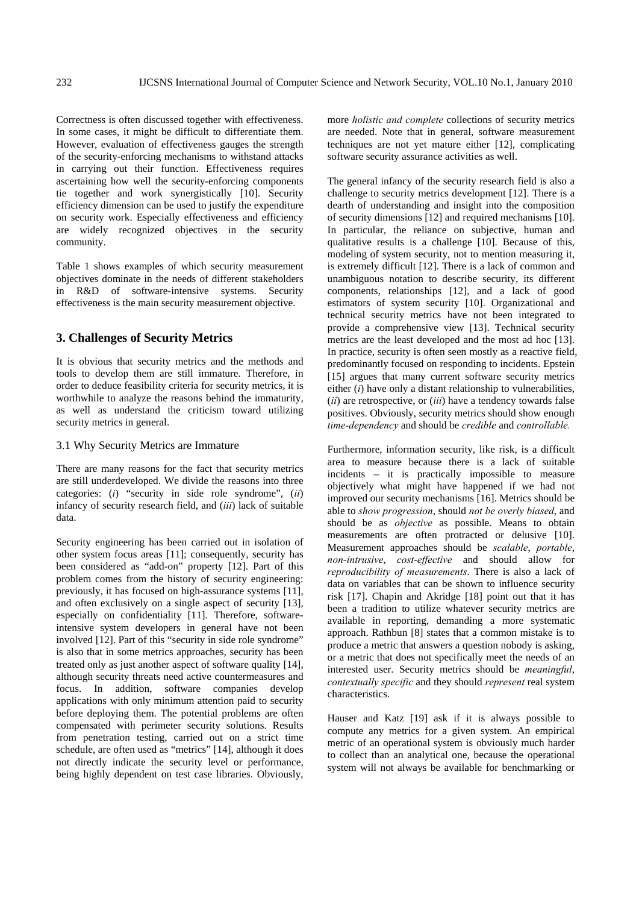Correctness is often discussed together with effectiveness. In some cases, it might be difficult to differentiate them. However, evaluation of effectiveness gauges the strength of the security-enforcing mechanisms to withstand attacks in carrying out their function. Effectiveness requires ascertaining how well the security-enforcing components tie together and work synergistically [10]. Security efficiency dimension can be used to justify the expenditure on security work. Especially effectiveness and efficiency are widely recognized objectives in the security community.

Table 1 shows examples of which security measurement objectives dominate in the needs of different stakeholders in R&D of software-intensive systems. Security effectiveness is the main security measurement objective.

## 3. Challenges of Security Metrics

It is obvious that security metrics and the methods and tools to develop them are still immature. Therefore, in order to deduce feasibility criteria for security metrics, it is worthwhile to analyze the reasons behind the immaturity, as well as understand the criticism toward utilizing security metrics in general.

### 3.1 Why Security Metrics are Immature

There are many reasons for the fact that security metrics are still underdeveloped. We divide the reasons into three categories: (*i*) "security in side role syndrome", (*ii*) infancy of security research field, and (*iii*) lack of suitable data.

Security engineering has been carried out in isolation of other system focus areas [11]; consequently, security has been considered as "add-on" property [12]. Part of this problem comes from the history of security engineering: previously, it has focused on high-assurance systems [11], and often exclusively on a single aspect of security [13], especially on confidentiality [11]. Therefore, software-intensive system developers in general have not been involved [12]. Part of this "security in side role syndrome" is also that in some metrics approaches, security has been treated only as just another aspect of software quality [14], although security threats need active countermeasures and focus. In addition, software companies develop applications with only minimum attention paid to security before deploying them. The potential problems are often compensated with perimeter security solutions. Results from penetration testing, carried out on a strict time schedule, are often used as "metrics" [14], although it does not directly indicate the security level or performance, being highly dependent on test case libraries. Obviously, more *holistic and complete* collections of security metrics are needed. Note that in general, software measurement techniques are not yet mature either [12], complicating software security assurance activities as well.

The general infancy of the security research field is also a challenge to security metrics development [12]. There is a dearth of understanding and insight into the composition of security dimensions [12] and required mechanisms [10]. In particular, the reliance on subjective, human and qualitative results is a challenge [10]. Because of this, modeling of system security, not to mention measuring it, is extremely difficult [12]. There is a lack of common and unambiguous notation to describe security, its different components, relationships [12], and a lack of good estimators of system security [10]. Organizational and technical security metrics have not been integrated to provide a comprehensive view [13]. Technical security metrics are the least developed and the most ad hoc [13]. In practice, security is often seen mostly as a reactive field, predominantly focused on responding to incidents. Epstein [15] argues that many current software security metrics either (*i*) have only a distant relationship to vulnerabilities, (*ii*) are retrospective, or (*iii*) have a tendency towards false positives. Obviously, security metrics should show enough *time-dependency* and should be *credible* and *controllable.*

Furthermore, information security, like risk, is a difficult area to measure because there is a lack of suitable incidents – it is practically impossible to measure objectively what might have happened if we had not improved our security mechanisms [16]. Metrics should be able to *show progression*, should *not be overly biased*, and should be as *objective* as possible. Means to obtain measurements are often protracted or delusive [10]. Measurement approaches should be *scalable*, *portable*, *non-intrusive*, *cost-effective* and should allow for *reproducibility of measurements*. There is also a lack of data on variables that can be shown to influence security risk [17]. Chapin and Akridge [18] point out that it has been a tradition to utilize whatever security metrics are available in reporting, demanding a more systematic approach. Rathbun [8] states that a common mistake is to produce a metric that answers a question nobody is asking, or a metric that does not specifically meet the needs of an interested user. Security metrics should be *meaningful*, *contextually specific* and they should *represent* real system characteristics.

Hauser and Katz [19] ask if it is always possible to compute any metrics for a given system. An empirical metric of an operational system is obviously much harder to collect than an analytical one, because the operational system will not always be available for benchmarking or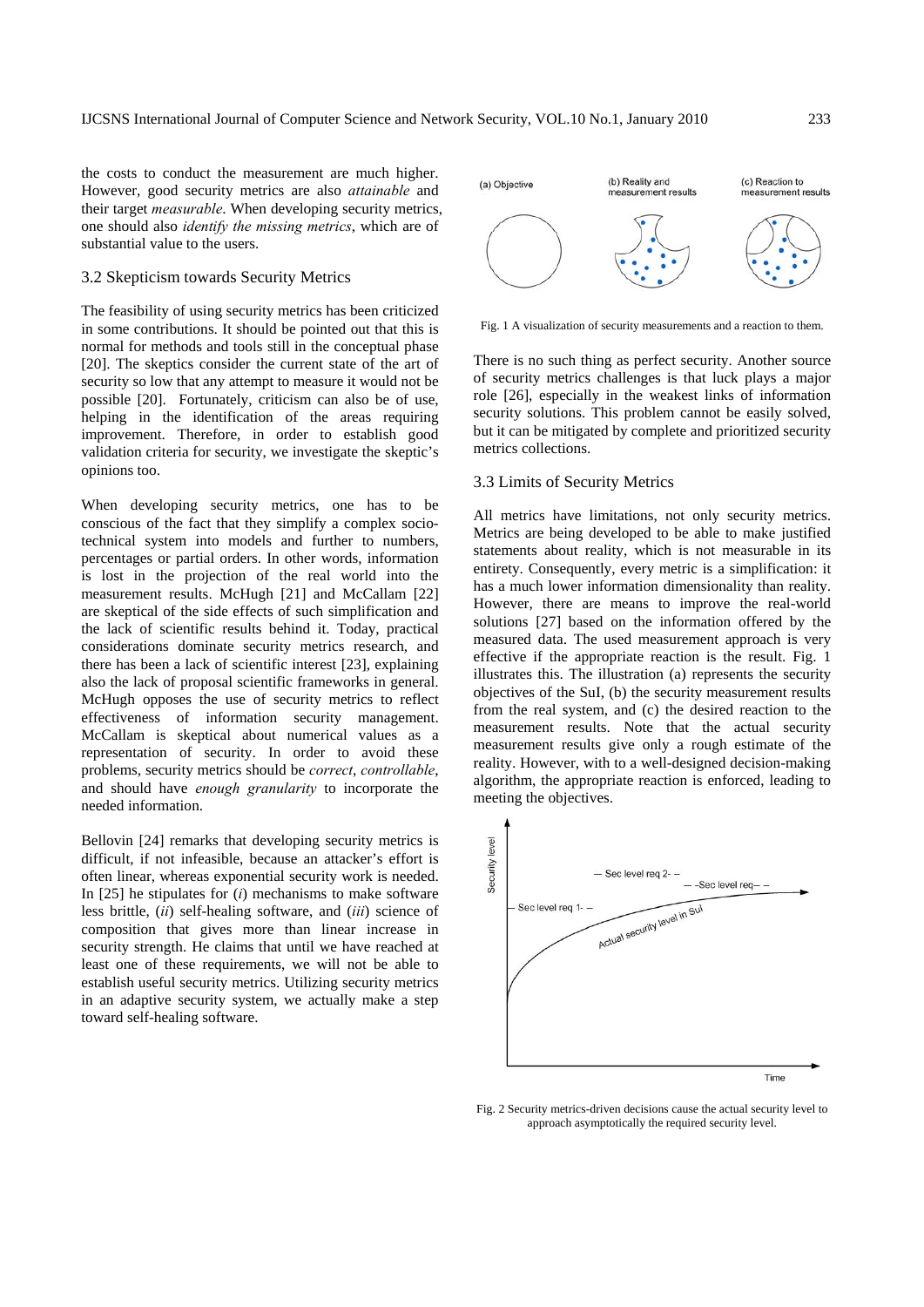the costs to conduct the measurement are much higher. However, good security metrics are also *attainable* and their target *measurable*. When developing security metrics, one should also *identify the missing metrics*, which are of substantial value to the users.

### 3.2 Skepticism towards Security Metrics

The feasibility of using security metrics has been criticized in some contributions. It should be pointed out that this is normal for methods and tools still in the conceptual phase [20]. The skeptics consider the current state of the art of security so low that any attempt to measure it would not be possible [20]. Fortunately, criticism can also be of use, helping in the identification of the areas requiring improvement. Therefore, in order to establish good validation criteria for security, we investigate the skeptic's opinions too.

When developing security metrics, one has to be conscious of the fact that they simplify a complex socio-technical system into models and further to numbers, percentages or partial orders. In other words, information is lost in the projection of the real world into the measurement results. McHugh [21] and McCallam [22] are skeptical of the side effects of such simplification and the lack of scientific results behind it. Today, practical considerations dominate security metrics research, and there has been a lack of scientific interest [23], explaining also the lack of proposal scientific frameworks in general. McHugh opposes the use of security metrics to reflect effectiveness of information security management. McCallam is skeptical about numerical values as a representation of security. In order to avoid these problems, security metrics should be *correct*, *controllable*, and should have *enough granularity* to incorporate the needed information.

Bellovin [24] remarks that developing security metrics is difficult, if not infeasible, because an attacker's effort is often linear, whereas exponential security work is needed. In [25] he stipulates for (*i*) mechanisms to make software less brittle, (*ii*) self-healing software, and (*iii*) science of composition that gives more than linear increase in security strength. He claims that until we have reached at least one of these requirements, we will not be able to establish useful security metrics. Utilizing security metrics in an adaptive security system, we actually make a step toward self-healing software.

Fig. 1 A visualization of security measurements and a reaction to them.

There is no such thing as perfect security. Another source of security metrics challenges is that luck plays a major role [26], especially in the weakest links of information security solutions. This problem cannot be easily solved, but it can be mitigated by complete and prioritized security metrics collections.

### 3.3 Limits of Security Metrics

All metrics have limitations, not only security metrics. Metrics are being developed to be able to make justified statements about reality, which is not measurable in its entirety. Consequently, every metric is a simplification: it has a much lower information dimensionality than reality. However, there are means to improve the real-world solutions [27] based on the information offered by the measured data. The used measurement approach is very effective if the appropriate reaction is the result. Fig. 1 illustrates this. The illustration (a) represents the security objectives of the SuI, (b) the security measurement results from the real system, and (c) the desired reaction to the measurement results. Note that the actual security measurement results give only a rough estimate of the reality. However, with to a well-designed decision-making algorithm, the appropriate reaction is enforced, leading to meeting the objectives.

Fig. 2 Security metrics-driven decisions cause the actual security level to approach asymptotically the required security level.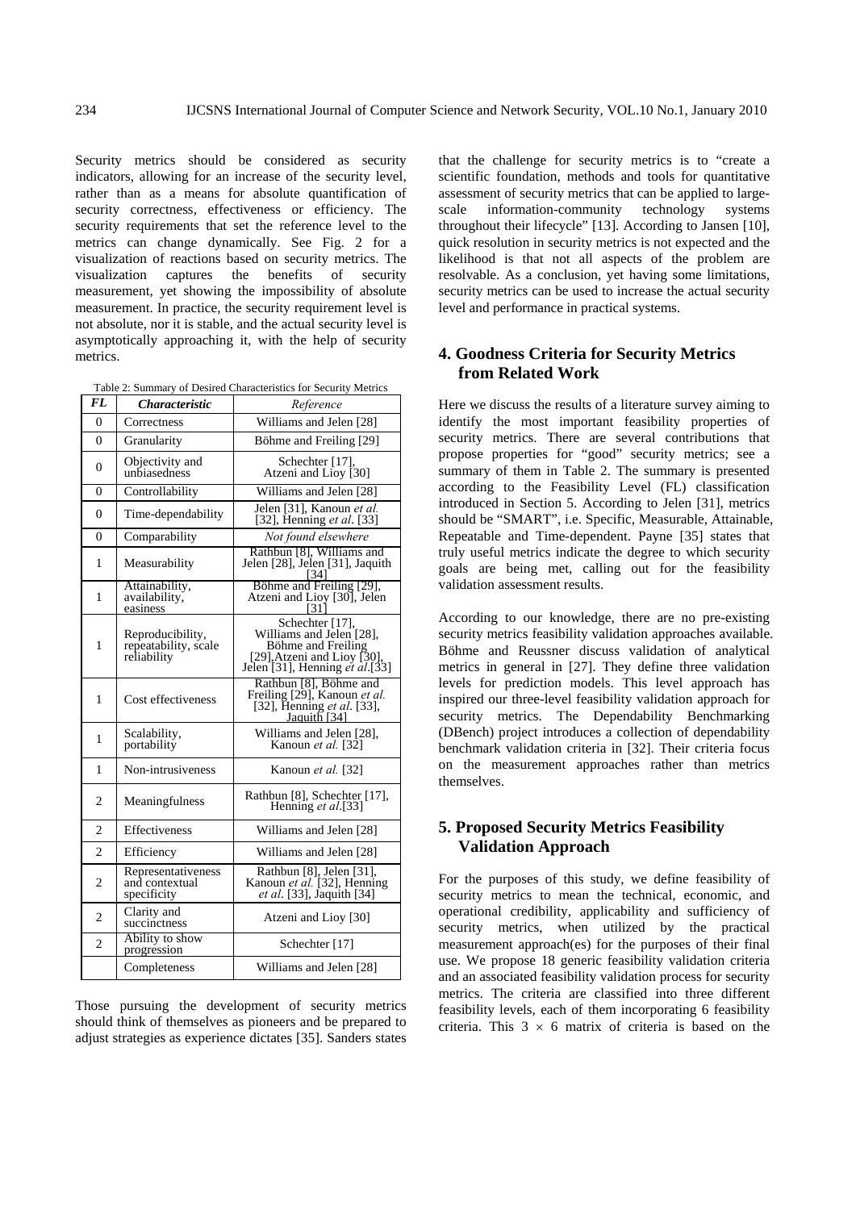Security metrics should be considered as security indicators, allowing for an increase of the security level, rather than as a means for absolute quantification of security correctness, effectiveness or efficiency. The security requirements that set the reference level to the metrics can change dynamically. See Fig. 2 for a visualization of reactions based on security metrics. The visualization captures the benefits of security measurement, yet showing the impossibility of absolute measurement. In practice, the security requirement level is not absolute, nor it is stable, and the actual security level is asymptotically approaching it, with the help of security metrics.

Table 2: Summary of Desired Characteristics for Security Metrics

| ***FL*** | ***Characteristic*** | *Reference* |
|---|---|---|
| 0 | Correctness | Williams and Jelen [28] |
| 0 | Granularity | Böhme and Freiling [29] |
| 0 | Objectivity and unbiasedness | Schechter [17], Atzeni and Lioy [30] |
| 0 | Controllability | Williams and Jelen [28] |
| 0 | Time-dependability | Jelen [31], Kanoun *et al.* [32], Henning *et al*. [33] |
| 0 | Comparability | *Not found elsewhere* |
| 1 | Measurability | Rathbun [8], Williams and Jelen [28], Jelen [31], Jaquith [34] |
| 1 | Attainability, availability, easiness | Böhme and Freiling [29], Atzeni and Lioy [30], Jelen [31] |
| 1 | Reproducibility, repeatability, scale reliability | Schechter [17], Williams and Jelen [28], Böhme and Freiling [29],Atzeni and Lioy [30], Jelen [31], Henning *et al*.[33] |
| 1 | Cost effectiveness | Rathbun [8], Böhme and Freiling [29], Kanoun *et al.* [32], Henning *et al*. [33], Jaquith [34] |
| 1 | Scalability, portability | Williams and Jelen [28], Kanoun *et al.* [32] |
| 1 | Non-intrusiveness | Kanoun *et al.* [32] |
| 2 | Meaningfulness | Rathbun [8], Schechter [17], Henning *et al*.[33] |
| 2 | Effectiveness | Williams and Jelen [28] |
| 2 | Efficiency | Williams and Jelen [28] |
| 2 | Representativeness and contextual specificity | Rathbun [8], Jelen [31], Kanoun *et al.* [32], Henning *et al*. [33], Jaquith [34] |
| 2 | Clarity and succinctness | Atzeni and Lioy [30] |
| 2 | Ability to show progression | Schechter [17] |
| | Completeness | Williams and Jelen [28] |

Those pursuing the development of security metrics should think of themselves as pioneers and be prepared to adjust strategies as experience dictates [35]. Sanders states that the challenge for security metrics is to "create a scientific foundation, methods and tools for quantitative assessment of security metrics that can be applied to large-scale information-community technology systems throughout their lifecycle" [13]. According to Jansen [10], quick resolution in security metrics is not expected and the likelihood is that not all aspects of the problem are resolvable. As a conclusion, yet having some limitations, security metrics can be used to increase the actual security level and performance in practical systems.

## 4. Goodness Criteria for Security Metrics from Related Work

Here we discuss the results of a literature survey aiming to identify the most important feasibility properties of security metrics. There are several contributions that propose properties for "good" security metrics; see a summary of them in Table 2. The summary is presented according to the Feasibility Level (FL) classification introduced in Section 5. According to Jelen [31], metrics should be "SMART", i.e. Specific, Measurable, Attainable, Repeatable and Time-dependent. Payne [35] states that truly useful metrics indicate the degree to which security goals are being met, calling out for the feasibility validation assessment results.

According to our knowledge, there are no pre-existing security metrics feasibility validation approaches available. Böhme and Reussner discuss validation of analytical metrics in general in [27]. They define three validation levels for prediction models. This level approach has inspired our three-level feasibility validation approach for security metrics. The Dependability Benchmarking (DBench) project introduces a collection of dependability benchmark validation criteria in [32]. Their criteria focus on the measurement approaches rather than metrics themselves.

## 5. Proposed Security Metrics Feasibility Validation Approach

For the purposes of this study, we define feasibility of security metrics to mean the technical, economic, and operational credibility, applicability and sufficiency of security metrics, when utilized by the practical measurement approach(es) for the purposes of their final use. We propose 18 generic feasibility validation criteria and an associated feasibility validation process for security metrics. The criteria are classified into three different feasibility levels, each of them incorporating 6 feasibility criteria. This $3 \times 6$ matrix of criteria is based on the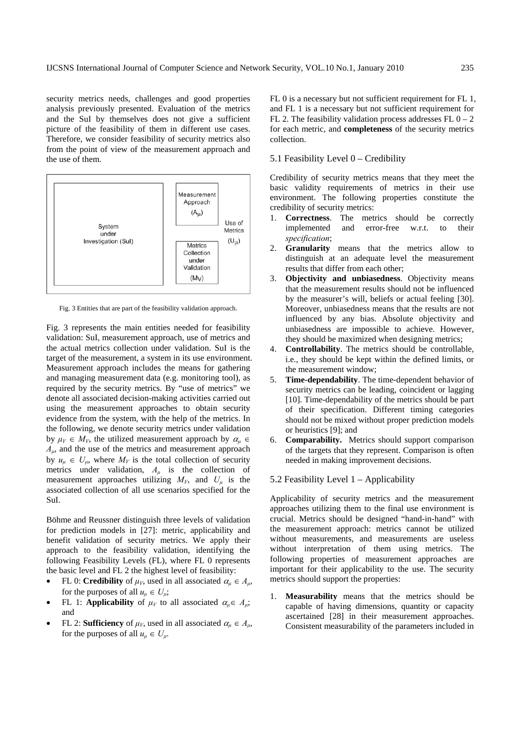security metrics needs, challenges and good properties analysis previously presented. Evaluation of the metrics and the SuI by themselves does not give a sufficient picture of the feasibility of them in different use cases. Therefore, we consider feasibility of security metrics also from the point of view of the measurement approach and the use of them.

| System under Investigation (SuI) | Measurement Approach ($A_\mu$) / Metrics Collection under Validation ($M_V$) | Use of Metrics ($U_\mu$) |
|---|---|---|

Fig. 3 Entities that are part of the feasibility validation approach.

Fig. 3 represents the main entities needed for feasibility validation: SuI, measurement approach, use of metrics and the actual metrics collection under validation. SuI is the target of the measurement, a system in its use environment. Measurement approach includes the means for gathering and managing measurement data (e.g. monitoring tool), as required by the security metrics. By "use of metrics" we denote all associated decision-making activities carried out using the measurement approaches to obtain security evidence from the system, with the help of the metrics. In the following, we denote security metrics under validation by $\mu_V \in M_V$, the utilized measurement approach by $\alpha_\mu \in A_\mu$, and the use of the metrics and measurement approach by $u_\mu \in U_\mu$, where $M_V$ is the total collection of security metrics under validation, $A_\mu$ is the collection of measurement approaches utilizing $M_V$, and $U_\mu$ is the associated collection of all use scenarios specified for the SuI.

Böhme and Reussner distinguish three levels of validation for prediction models in [27]: metric, applicability and benefit validation of security metrics. We apply their approach to the feasibility validation, identifying the following Feasibility Levels (FL), where FL 0 represents the basic level and FL 2 the highest level of feasibility:

- FL 0: **Credibility** of $\mu_V$, used in all associated $\alpha_\mu \in A_\mu$, for the purposes of all $u_\mu \in U_\mu$;
- FL 1: **Applicability** of $\mu_V$ to all associated $\alpha_\mu \in A_\mu$; and
- FL 2: **Sufficiency** of $\mu_V$, used in all associated $\alpha_\mu \in A_\mu$, for the purposes of all $u_\mu \in U_\mu$.

FL 0 is a necessary but not sufficient requirement for FL 1, and FL 1 is a necessary but not sufficient requirement for FL 2. The feasibility validation process addresses FL 0 – 2 for each metric, and **completeness** of the security metrics collection.

### 5.1 Feasibility Level 0 – Credibility

Credibility of security metrics means that they meet the basic validity requirements of metrics in their use environment. The following properties constitute the credibility of security metrics:

1. **Correctness**. The metrics should be correctly implemented and error-free w.r.t. to their *specification*;
2. **Granularity** means that the metrics allow to distinguish at an adequate level the measurement results that differ from each other;
3. **Objectivity and unbiasedness**. Objectivity means that the measurement results should not be influenced by the measurer's will, beliefs or actual feeling [30]. Moreover, unbiasedness means that the results are not influenced by any bias. Absolute objectivity and unbiasedness are impossible to achieve. However, they should be maximized when designing metrics;
4. **Controllability**. The metrics should be controllable, i.e., they should be kept within the defined limits, or the measurement window;
5. **Time-dependability**. The time-dependent behavior of security metrics can be leading, coincident or lagging [10]. Time-dependability of the metrics should be part of their specification. Different timing categories should not be mixed without proper prediction models or heuristics [9]; and
6. **Comparability.** Metrics should support comparison of the targets that they represent. Comparison is often needed in making improvement decisions.

### 5.2 Feasibility Level 1 – Applicability

Applicability of security metrics and the measurement approaches utilizing them to the final use environment is crucial. Metrics should be designed "hand-in-hand" with the measurement approach: metrics cannot be utilized without measurements, and measurements are useless without interpretation of them using metrics. The following properties of measurement approaches are important for their applicability to the use. The security metrics should support the properties:

1. **Measurability** means that the metrics should be capable of having dimensions, quantity or capacity ascertained [28] in their measurement approaches. Consistent measurability of the parameters included in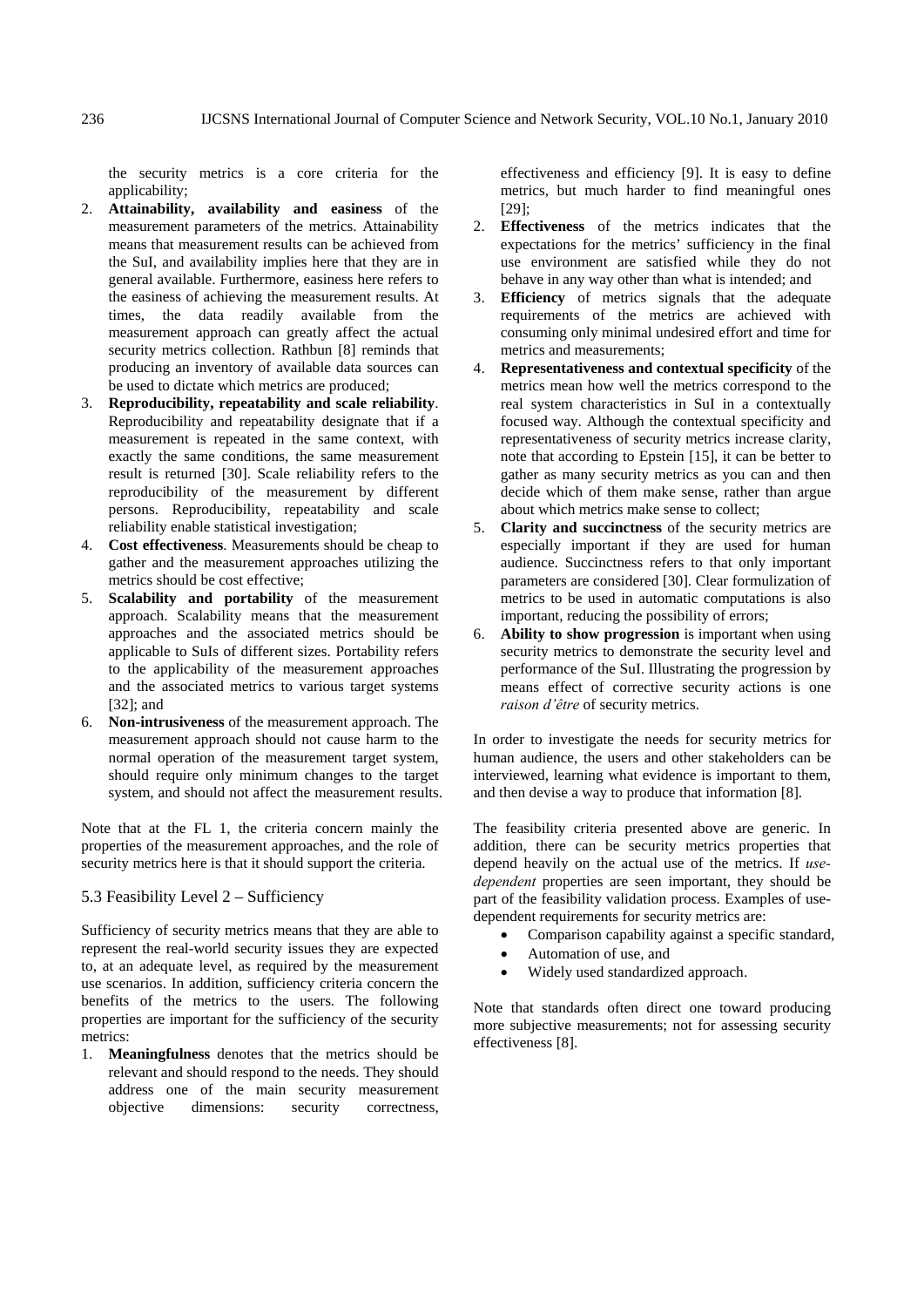the security metrics is a core criteria for the applicability;

2. **Attainability, availability and easiness** of the measurement parameters of the metrics. Attainability means that measurement results can be achieved from the SuI, and availability implies here that they are in general available. Furthermore, easiness here refers to the easiness of achieving the measurement results. At times, the data readily available from the measurement approach can greatly affect the actual security metrics collection. Rathbun [8] reminds that producing an inventory of available data sources can be used to dictate which metrics are produced;
3. **Reproducibility, repeatability and scale reliability**. Reproducibility and repeatability designate that if a measurement is repeated in the same context, with exactly the same conditions, the same measurement result is returned [30]. Scale reliability refers to the reproducibility of the measurement by different persons. Reproducibility, repeatability and scale reliability enable statistical investigation;
4. **Cost effectiveness**. Measurements should be cheap to gather and the measurement approaches utilizing the metrics should be cost effective;
5. **Scalability and portability** of the measurement approach. Scalability means that the measurement approaches and the associated metrics should be applicable to SuIs of different sizes. Portability refers to the applicability of the measurement approaches and the associated metrics to various target systems [32]; and
6. **Non-intrusiveness** of the measurement approach. The measurement approach should not cause harm to the normal operation of the measurement target system, should require only minimum changes to the target system, and should not affect the measurement results.

Note that at the FL 1, the criteria concern mainly the properties of the measurement approaches, and the role of security metrics here is that it should support the criteria.

### 5.3 Feasibility Level 2 – Sufficiency

Sufficiency of security metrics means that they are able to represent the real-world security issues they are expected to, at an adequate level, as required by the measurement use scenarios. In addition, sufficiency criteria concern the benefits of the metrics to the users. The following properties are important for the sufficiency of the security metrics:

1. **Meaningfulness** denotes that the metrics should be relevant and should respond to the needs. They should address one of the main security measurement objective dimensions: security correctness, effectiveness and efficiency [9]. It is easy to define metrics, but much harder to find meaningful ones [29];
2. **Effectiveness** of the metrics indicates that the expectations for the metrics' sufficiency in the final use environment are satisfied while they do not behave in any way other than what is intended; and
3. **Efficiency** of metrics signals that the adequate requirements of the metrics are achieved with consuming only minimal undesired effort and time for metrics and measurements;
4. **Representativeness and contextual specificity** of the metrics mean how well the metrics correspond to the real system characteristics in SuI in a contextually focused way. Although the contextual specificity and representativeness of security metrics increase clarity, note that according to Epstein [15], it can be better to gather as many security metrics as you can and then decide which of them make sense, rather than argue about which metrics make sense to collect;
5. **Clarity and succinctness** of the security metrics are especially important if they are used for human audience. Succinctness refers to that only important parameters are considered [30]. Clear formulization of metrics to be used in automatic computations is also important, reducing the possibility of errors;
6. **Ability to show progression** is important when using security metrics to demonstrate the security level and performance of the SuI. Illustrating the progression by means effect of corrective security actions is one *raison d'être* of security metrics.

In order to investigate the needs for security metrics for human audience, the users and other stakeholders can be interviewed, learning what evidence is important to them, and then devise a way to produce that information [8].

The feasibility criteria presented above are generic. In addition, there can be security metrics properties that depend heavily on the actual use of the metrics. If *use-dependent* properties are seen important, they should be part of the feasibility validation process. Examples of use-dependent requirements for security metrics are:

- Comparison capability against a specific standard,
- Automation of use, and
- Widely used standardized approach.

Note that standards often direct one toward producing more subjective measurements; not for assessing security effectiveness [8].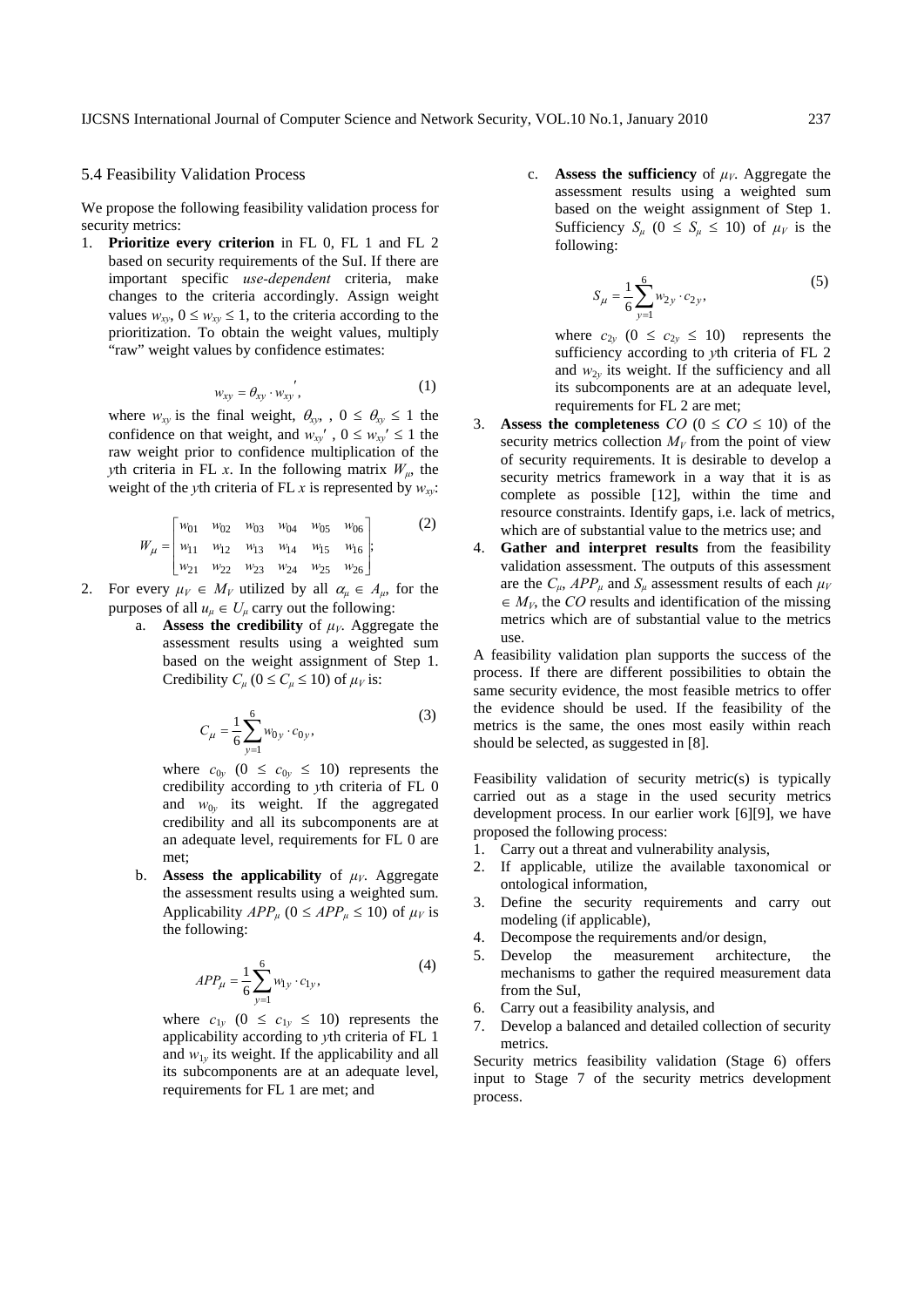### 5.4 Feasibility Validation Process

We propose the following feasibility validation process for security metrics:

1. **Prioritize every criterion** in FL 0, FL 1 and FL 2 based on security requirements of the SuI. If there are important specific *use-dependent* criteria, make changes to the criteria accordingly. Assign weight values $w_{xy}$, $0 \leq w_{xy} \leq 1$, to the criteria according to the prioritization. To obtain the weight values, multiply "raw" weight values by confidence estimates:

$$w_{xy} = \theta_{xy} \cdot w_{xy}', \tag{1}$$

   where $w_{xy}$ is the final weight, $\theta_{xy}$, , $0 \leq \theta_{xy} \leq 1$ the confidence on that weight, and $w_{xy}'$ , $0 \leq w_{xy}' \leq 1$ the raw weight prior to confidence multiplication of the $y$th criteria in FL $x$. In the following matrix $W_\mu$, the weight of the $y$th criteria of FL $x$ is represented by $w_{xy}$:

$$W_\mu = \begin{bmatrix} w_{01} & w_{02} & w_{03} & w_{04} & w_{05} & w_{06} \\ w_{11} & w_{12} & w_{13} & w_{14} & w_{15} & w_{16} \\ w_{21} & w_{22} & w_{23} & w_{24} & w_{25} & w_{26} \end{bmatrix}; \tag{2}$$

2. For every $\mu_V \in M_V$ utilized by all $\alpha_\mu \in A_\mu$, for the purposes of all $u_\mu \in U_\mu$ carry out the following:
   a. **Assess the credibility** of $\mu_V$. Aggregate the assessment results using a weighted sum based on the weight assignment of Step 1. Credibility $C_\mu$ ($0 \leq C_\mu \leq 10$) of $\mu_V$ is:

$$C_\mu = \frac{1}{6}\sum_{y=1}^{6} w_{0y} \cdot c_{0y}, \tag{3}$$

   where $c_{0y}$ ($0 \leq c_{0y} \leq 10$) represents the credibility according to $y$th criteria of FL 0 and $w_{0y}$ its weight. If the aggregated credibility and all its subcomponents are at an adequate level, requirements for FL 0 are met;

   b. **Assess the applicability** of $\mu_V$. Aggregate the assessment results using a weighted sum. Applicability $APP_\mu$ ($0 \leq APP_\mu \leq 10$) of $\mu_V$ is the following:

$$APP_\mu = \frac{1}{6}\sum_{y=1}^{6} w_{1y} \cdot c_{1y}, \tag{4}$$

   where $c_{1y}$ ($0 \leq c_{1y} \leq 10$) represents the applicability according to $y$th criteria of FL 1 and $w_{1y}$ its weight. If the applicability and all its subcomponents are at an adequate level, requirements for FL 1 are met; and

   c. **Assess the sufficiency** of $\mu_V$. Aggregate the assessment results using a weighted sum based on the weight assignment of Step 1. Sufficiency $S_\mu$ ($0 \leq S_\mu \leq 10$) of $\mu_V$ is the following:

$$S_\mu = \frac{1}{6}\sum_{y=1}^{6} w_{2y} \cdot c_{2y}, \tag{5}$$

   where $c_{2y}$ ($0 \leq c_{2y} \leq 10$) represents the sufficiency according to $y$th criteria of FL 2 and $w_{2y}$ its weight. If the sufficiency and all its subcomponents are at an adequate level, requirements for FL 2 are met;

3. **Assess the completeness** $CO$ ($0 \leq CO \leq 10$) of the security metrics collection $M_V$ from the point of view of security requirements. It is desirable to develop a security metrics framework in a way that it is as complete as possible [12], within the time and resource constraints. Identify gaps, i.e. lack of metrics, which are of substantial value to the metrics use; and
4. **Gather and interpret results** from the feasibility validation assessment. The outputs of this assessment are the $C_\mu$, $APP_\mu$ and $S_\mu$ assessment results of each $\mu_V \in M_V$, the $CO$ results and identification of the missing metrics which are of substantial value to the metrics use.

A feasibility validation plan supports the success of the process. If there are different possibilities to obtain the same security evidence, the most feasible metrics to offer the evidence should be used. If the feasibility of the metrics is the same, the ones most easily within reach should be selected, as suggested in [8].

Feasibility validation of security metric(s) is typically carried out as a stage in the used security metrics development process. In our earlier work [6][9], we have proposed the following process:

1. Carry out a threat and vulnerability analysis,
2. If applicable, utilize the available taxonomical or ontological information,
3. Define the security requirements and carry out modeling (if applicable),
4. Decompose the requirements and/or design,
5. Develop the measurement architecture, the mechanisms to gather the required measurement data from the SuI,
6. Carry out a feasibility analysis, and
7. Develop a balanced and detailed collection of security metrics.

Security metrics feasibility validation (Stage 6) offers input to Stage 7 of the security metrics development process.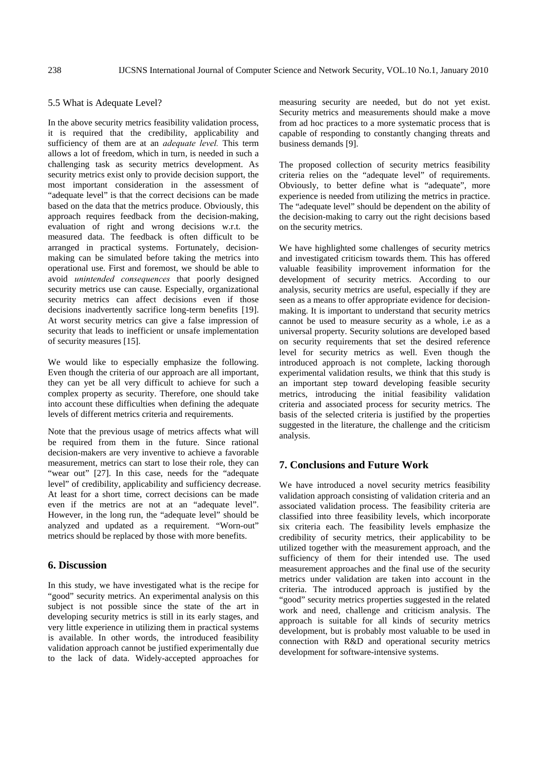### 5.5 What is Adequate Level?

In the above security metrics feasibility validation process, it is required that the credibility, applicability and sufficiency of them are at an *adequate level.* This term allows a lot of freedom, which in turn, is needed in such a challenging task as security metrics development. As security metrics exist only to provide decision support, the most important consideration in the assessment of "adequate level" is that the correct decisions can be made based on the data that the metrics produce. Obviously, this approach requires feedback from the decision-making, evaluation of right and wrong decisions w.r.t. the measured data. The feedback is often difficult to be arranged in practical systems. Fortunately, decision-making can be simulated before taking the metrics into operational use. First and foremost, we should be able to avoid *unintended consequences* that poorly designed security metrics use can cause. Especially, organizational security metrics can affect decisions even if those decisions inadvertently sacrifice long-term benefits [19]. At worst security metrics can give a false impression of security that leads to inefficient or unsafe implementation of security measures [15].

We would like to especially emphasize the following. Even though the criteria of our approach are all important, they can yet be all very difficult to achieve for such a complex property as security. Therefore, one should take into account these difficulties when defining the adequate levels of different metrics criteria and requirements.

Note that the previous usage of metrics affects what will be required from them in the future. Since rational decision-makers are very inventive to achieve a favorable measurement, metrics can start to lose their role, they can "wear out" [27]. In this case, needs for the "adequate level" of credibility, applicability and sufficiency decrease. At least for a short time, correct decisions can be made even if the metrics are not at an "adequate level". However, in the long run, the "adequate level" should be analyzed and updated as a requirement. "Worn-out" metrics should be replaced by those with more benefits.

## 6. Discussion

In this study, we have investigated what is the recipe for "good" security metrics. An experimental analysis on this subject is not possible since the state of the art in developing security metrics is still in its early stages, and very little experience in utilizing them in practical systems is available. In other words, the introduced feasibility validation approach cannot be justified experimentally due to the lack of data. Widely-accepted approaches for measuring security are needed, but do not yet exist. Security metrics and measurements should make a move from ad hoc practices to a more systematic process that is capable of responding to constantly changing threats and business demands [9].

The proposed collection of security metrics feasibility criteria relies on the "adequate level" of requirements. Obviously, to better define what is "adequate", more experience is needed from utilizing the metrics in practice. The "adequate level" should be dependent on the ability of the decision-making to carry out the right decisions based on the security metrics.

We have highlighted some challenges of security metrics and investigated criticism towards them. This has offered valuable feasibility improvement information for the development of security metrics. According to our analysis, security metrics are useful, especially if they are seen as a means to offer appropriate evidence for decision-making. It is important to understand that security metrics cannot be used to measure security as a whole, i.e as a universal property. Security solutions are developed based on security requirements that set the desired reference level for security metrics as well. Even though the introduced approach is not complete, lacking thorough experimental validation results, we think that this study is an important step toward developing feasible security metrics, introducing the initial feasibility validation criteria and associated process for security metrics. The basis of the selected criteria is justified by the properties suggested in the literature, the challenge and the criticism analysis.

## 7. Conclusions and Future Work

We have introduced a novel security metrics feasibility validation approach consisting of validation criteria and an associated validation process. The feasibility criteria are classified into three feasibility levels, which incorporate six criteria each. The feasibility levels emphasize the credibility of security metrics, their applicability to be utilized together with the measurement approach, and the sufficiency of them for their intended use. The used measurement approaches and the final use of the security metrics under validation are taken into account in the criteria. The introduced approach is justified by the "good" security metrics properties suggested in the related work and need, challenge and criticism analysis. The approach is suitable for all kinds of security metrics development, but is probably most valuable to be used in connection with R&D and operational security metrics development for software-intensive systems.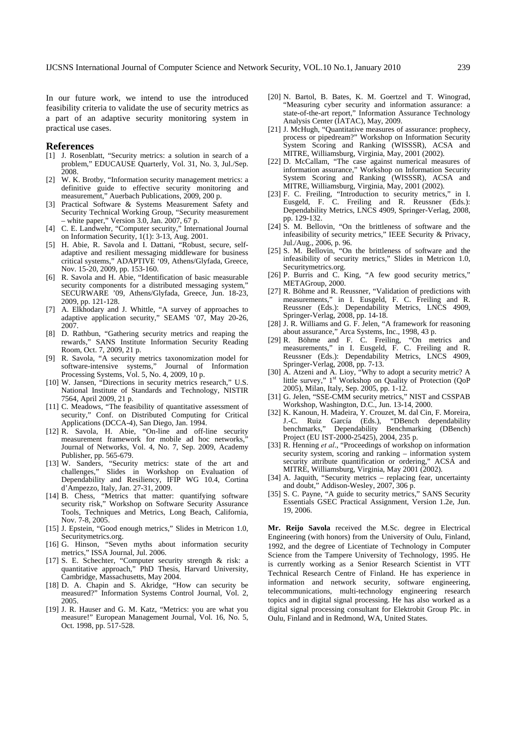In our future work, we intend to use the introduced feasibility criteria to validate the use of security metrics as a part of an adaptive security monitoring system in practical use cases.

## References

[1] J. Rosenblatt, "Security metrics: a solution in search of a problem," EDUCAUSE Quarterly, Vol. 31, No. 3, Jul./Sep. 2008.

[2] W. K. Brotby, "Information security management metrics: a definitive guide to effective security monitoring and measurement," Auerbach Publications, 2009, 200 p.

[3] Practical Software & Systems Measurement Safety and Security Technical Working Group, "Security measurement – white paper," Version 3.0, Jan. 2007, 67 p.

[4] C. E. Landwehr, "Computer security," International Journal on Information Security, 1(1): 3-13, Aug. 2001.

[5] H. Abie, R. Savola and I. Dattani, "Robust, secure, self-adaptive and resilient messaging middleware for business critical systems," ADAPTIVE '09, Athens/Glyfada, Greece, Nov. 15-20, 2009, pp. 153-160.

[6] R. Savola and H. Abie, "Identification of basic measurable security components for a distributed messaging system," SECURWARE '09, Athens/Glyfada, Greece, Jun. 18-23, 2009, pp. 121-128.

[7] A. Elkhodary and J. Whittle, "A survey of approaches to adaptive application security," SEAMS '07, May 20-26, 2007.

[8] D. Rathbun, "Gathering security metrics and reaping the rewards," SANS Institute Information Security Reading Room, Oct. 7, 2009, 21 p.

[9] R. Savola, "A security metrics taxonomization model for software-intensive systems," Journal of Information Processing Systems, Vol. 5, No. 4, 2009, 10 p.

[10] W. Jansen, "Directions in security metrics research," U.S. National Institute of Standards and Technology, NISTIR 7564, April 2009, 21 p.

[11] C. Meadows, "The feasibility of quantitative assessment of security," Conf. on Distributed Computing for Critical Applications (DCCA-4), San Diego, Jan. 1994.

[12] R. Savola, H. Abie, "On-line and off-line security measurement framework for mobile ad hoc networks," Journal of Networks, Vol. 4, No. 7, Sep. 2009, Academy Publisher, pp. 565-679.

[13] W. Sanders, "Security metrics: state of the art and challenges," Slides in Workshop on Evaluation of Dependability and Resiliency, IFIP WG 10.4, Cortina d'Ampezzo, Italy, Jan. 27-31, 2009.

[14] B. Chess, "Metrics that matter: quantifying software security risk," Workshop on Software Security Assurance Tools, Techniques and Metrics, Long Beach, California, Nov. 7-8, 2005.

[15] J. Epstein, "Good enough metrics," Slides in Metricon 1.0, Securitymetrics.org.

[16] G. Hinson, "Seven myths about information security metrics," ISSA Journal, Jul. 2006.

[17] S. E. Schechter, "Computer security strength & risk: a quantitative approach," PhD Thesis, Harvard University, Cambridge, Massachusetts, May 2004.

[18] D. A. Chapin and S. Akridge, "How can security be measured?" Information Systems Control Journal, Vol. 2, 2005.

[19] J. R. Hauser and G. M. Katz, "Metrics: you are what you measure!" European Management Journal, Vol. 16, No. 5, Oct. 1998, pp. 517-528.

[20] N. Bartol, B. Bates, K. M. Goertzel and T. Winograd, "Measuring cyber security and information assurance: a state-of-the-art report," Information Assurance Technology Analysis Center (IATAC), May, 2009.

[21] J. McHugh, "Quantitative measures of assurance: prophecy, process or pipedream?" Workshop on Information Security System Scoring and Ranking (WISSSR), ACSA and MITRE, Williamsburg, Virginia, May, 2001 (2002).

[22] D. McCallam, "The case against numerical measures of information assurance," Workshop on Information Security System Scoring and Ranking (WISSSR), ACSA and MITRE, Williamsburg, Virginia, May, 2001 (2002).

[23] F. C. Freiling, "Introduction to security metrics," in I. Eusgeld, F. C. Freiling and R. Reussner (Eds.): Dependability Metrics, LNCS 4909, Springer-Verlag, 2008, pp. 129-132.

[24] S. M. Bellovin, "On the brittleness of software and the infeasibility of security metrics," IEEE Security & Privacy, Jul./Aug., 2006, p. 96.

[25] S. M. Bellovin, "On the brittleness of software and the infeasibility of security metrics," Slides in Metricon 1.0, Securitymetrics.org.

[26] P. Burris and C. King, "A few good security metrics," METAGroup, 2000.

[27] R. Böhme and R. Reussner, "Validation of predictions with measurements," in I. Eusgeld, F. C. Freiling and R. Reussner (Eds.): Dependability Metrics, LNCS 4909, Springer-Verlag, 2008, pp. 14-18.

[28] J. R. Williams and G. F. Jelen, "A framework for reasoning about assurance," Arca Systems, Inc., 1998, 43 p.

[29] R. Böhme and F. C. Freiling, "On metrics and measurements," in I. Eusgeld, F. C. Freiling and R. Reussner (Eds.): Dependability Metrics, LNCS 4909, Springer-Verlag, 2008, pp. 7-13.

[30] A. Atzeni and A. Lioy, "Why to adopt a security metric? A little survey," 1st Workshop on Quality of Protection (QoP 2005), Milan, Italy, Sep. 2005, pp. 1-12.

[31] G. Jelen, "SSE-CMM security metrics," NIST and CSSPAB Workshop, Washington, D.C., Jun. 13-14, 2000.

[32] K. Kanoun, H. Madeira, Y. Crouzet, M. dal Cin, F. Moreira, J.-C. Ruiz García (Eds.), "DBench dependability benchmarks," Dependability Benchmarking (DBench) Project (EU IST-2000-25425), 2004, 235 p.

[33] R. Henning *et al*., "Proceedings of workshop on information security system, scoring and ranking – information system security attribute quantification or ordering," ACSA and MITRE, Williamsburg, Virginia, May 2001 (2002).

[34] A. Jaquith, "Security metrics – replacing fear, uncertainty and doubt," Addison-Wesley, 2007, 306 p.

[35] S. C. Payne, "A guide to security metrics," SANS Security Essentials GSEC Practical Assignment, Version 1.2e, Jun. 19, 2006.

**Mr. Reijo Savola** received the M.Sc. degree in Electrical Engineering (with honors) from the University of Oulu, Finland, 1992, and the degree of Licentiate of Technology in Computer Science from the Tampere University of Technology, 1995. He is currently working as a Senior Research Scientist in VTT Technical Research Centre of Finland. He has experience in information and network security, software engineering, telecommunications, multi-technology engineering research topics and in digital signal processing. He has also worked as a digital signal processing consultant for Elektrobit Group Plc. in Oulu, Finland and in Redmond, WA, United States.